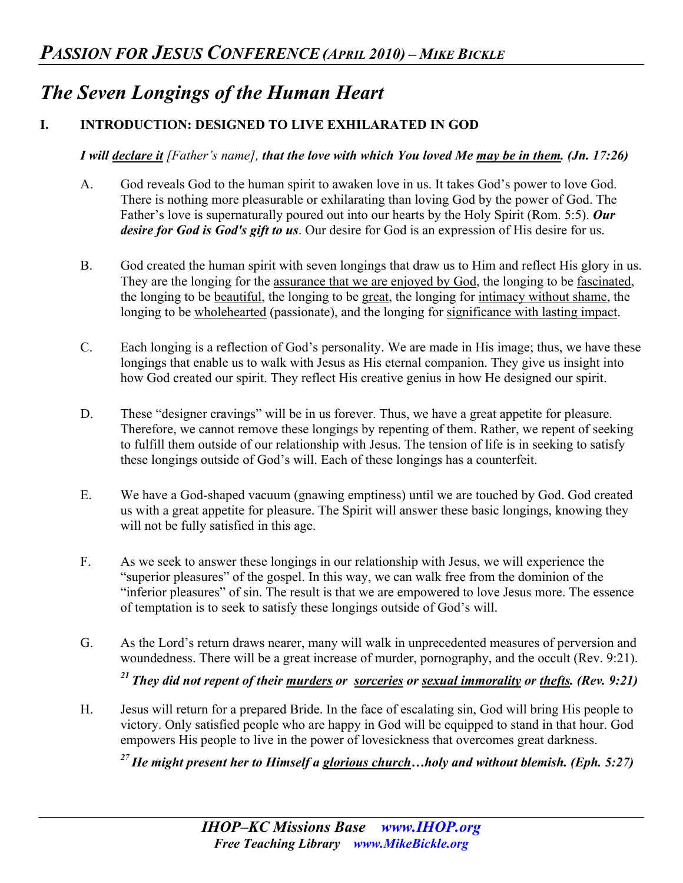# The Seven Longings of the Human Heart

## I. INTRODUCTION: DESIGNED TO LIVE EXHILARATED IN GOD

***I will <u>declare it</u> [Father's name], that the love with which You loved Me <u>may be in them</u>. (Jn. 17:26)***

A. God reveals God to the human spirit to awaken love in us. It takes God's power to love God. There is nothing more pleasurable or exhilarating than loving God by the power of God. The Father's love is supernaturally poured out into our hearts by the Holy Spirit (Rom. 5:5). ***Our desire for God is God's gift to us***. Our desire for God is an expression of His desire for us.

B. God created the human spirit with seven longings that draw us to Him and reflect His glory in us. They are the longing for the <u>assurance that we are enjoyed by God</u>, the longing to be <u>fascinated</u>, the longing to be <u>beautiful</u>, the longing to be <u>great</u>, the longing for <u>intimacy without shame</u>, the longing to be <u>wholehearted</u> (passionate), and the longing for <u>significance with lasting impact</u>.

C. Each longing is a reflection of God's personality. We are made in His image; thus, we have these longings that enable us to walk with Jesus as His eternal companion. They give us insight into how God created our spirit. They reflect His creative genius in how He designed our spirit.

D. These "designer cravings" will be in us forever. Thus, we have a great appetite for pleasure. Therefore, we cannot remove these longings by repenting of them. Rather, we repent of seeking to fulfill them outside of our relationship with Jesus. The tension of life is in seeking to satisfy these longings outside of God's will. Each of these longings has a counterfeit.

E. We have a God-shaped vacuum (gnawing emptiness) until we are touched by God. God created us with a great appetite for pleasure. The Spirit will answer these basic longings, knowing they will not be fully satisfied in this age.

F. As we seek to answer these longings in our relationship with Jesus, we will experience the "superior pleasures" of the gospel. In this way, we can walk free from the dominion of the "inferior pleasures" of sin. The result is that we are empowered to love Jesus more. The essence of temptation is to seek to satisfy these longings outside of God's will.

G. As the Lord's return draws nearer, many will walk in unprecedented measures of perversion and woundedness. There will be a great increase of murder, pornography, and the occult (Rev. 9:21).

***[21] They did not repent of their <u>murders</u> or <u>sorceries</u> or <u>sexual immorality</u> or <u>thefts</u>. (Rev. 9:21)***

H. Jesus will return for a prepared Bride. In the face of escalating sin, God will bring His people to victory. Only satisfied people who are happy in God will be equipped to stand in that hour. God empowers His people to live in the power of lovesickness that overcomes great darkness.

***[27] He might present her to Himself a <u>glorious church</u>…holy and without blemish. (Eph. 5:27)***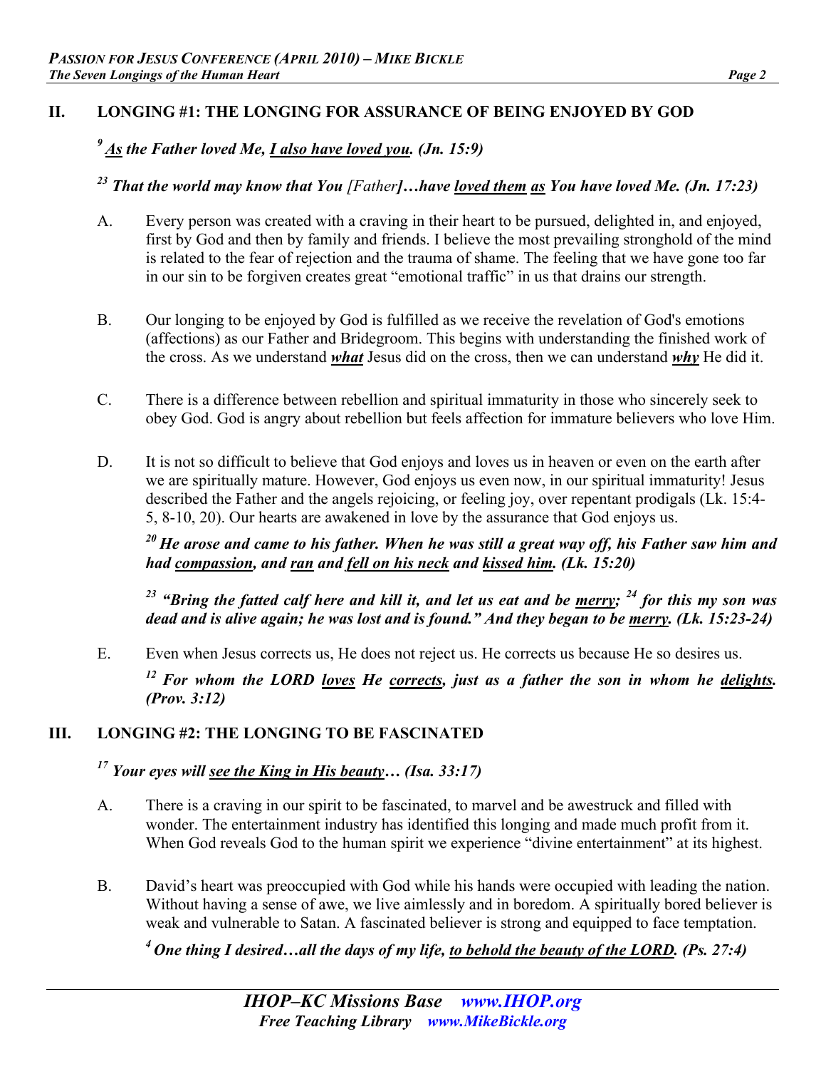## II. LONGING #1: THE LONGING FOR ASSURANCE OF BEING ENJOYED BY GOD

***[9] <u>As</u> the Father loved Me, <u>I also have loved you</u>. (Jn. 15:9)***

***[23] That the world may know that You** [Father]**…have <u>loved them</u> <u>as</u> You have loved Me. (Jn. 17:23)***

A. Every person was created with a craving in their heart to be pursued, delighted in, and enjoyed, first by God and then by family and friends. I believe the most prevailing stronghold of the mind is related to the fear of rejection and the trauma of shame. The feeling that we have gone too far in our sin to be forgiven creates great "emotional traffic" in us that drains our strength.

B. Our longing to be enjoyed by God is fulfilled as we receive the revelation of God's emotions (affections) as our Father and Bridegroom. This begins with understanding the finished work of the cross. As we understand ***<u>what</u>*** Jesus did on the cross, then we can understand ***<u>why</u>*** He did it.

C. There is a difference between rebellion and spiritual immaturity in those who sincerely seek to obey God. God is angry about rebellion but feels affection for immature believers who love Him.

D. It is not so difficult to believe that God enjoys and loves us in heaven or even on the earth after we are spiritually mature. However, God enjoys us even now, in our spiritual immaturity! Jesus described the Father and the angels rejoicing, or feeling joy, over repentant prodigals (Lk. 15:4-5, 8-10, 20). Our hearts are awakened in love by the assurance that God enjoys us.

***[20] He arose and came to his father. When he was still a great way off, his Father saw him and had <u>compassion</u>, and <u>ran</u> and <u>fell on his neck</u> and <u>kissed him</u>. (Lk. 15:20)***

***[23] "Bring the fatted calf here and kill it, and let us eat and be <u>merry</u>; [24] for this my son was dead and is alive again; he was lost and is found." And they began to be <u>merry</u>. (Lk. 15:23-24)***

E. Even when Jesus corrects us, He does not reject us. He corrects us because He so desires us.

***[12] For whom the LORD <u>loves</u> He <u>corrects</u>, just as a father the son in whom he <u>delights</u>. (Prov. 3:12)***

## III. LONGING #2: THE LONGING TO BE FASCINATED

***[17] Your eyes will <u>see the King in His beauty</u>… (Isa. 33:17)***

A. There is a craving in our spirit to be fascinated, to marvel and be awestruck and filled with wonder. The entertainment industry has identified this longing and made much profit from it. When God reveals God to the human spirit we experience "divine entertainment" at its highest.

B. David's heart was preoccupied with God while his hands were occupied with leading the nation. Without having a sense of awe, we live aimlessly and in boredom. A spiritually bored believer is weak and vulnerable to Satan. A fascinated believer is strong and equipped to face temptation.

***[4] One thing I desired…all the days of my life, <u>to behold the beauty of the LORD</u>. (Ps. 27:4)***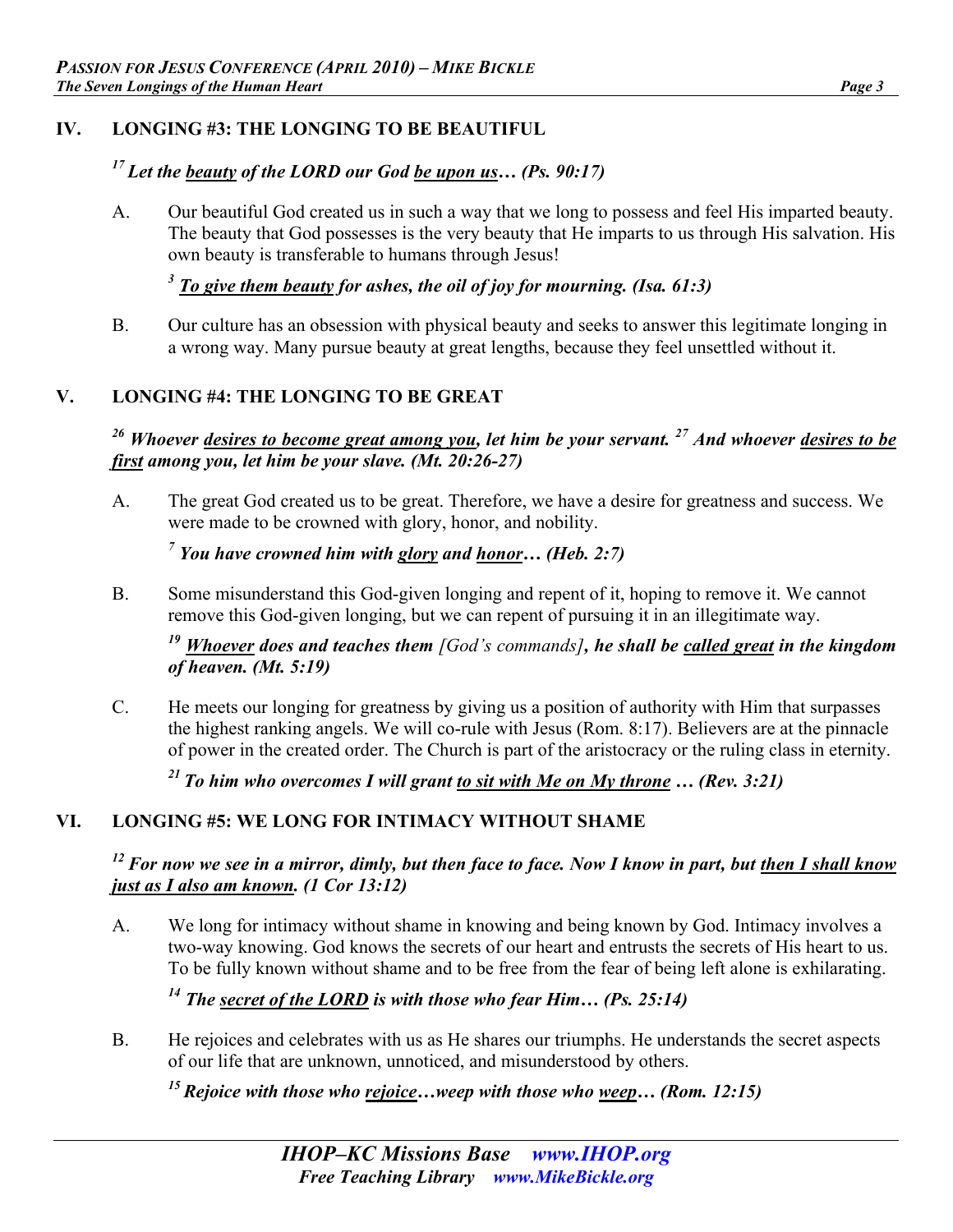## IV. LONGING #3: THE LONGING TO BE BEAUTIFUL

***[17] Let the beauty of the LORD our God be upon us… (Ps. 90:17)***

A. Our beautiful God created us in such a way that we long to possess and feel His imparted beauty. The beauty that God possesses is the very beauty that He imparts to us through His salvation. His own beauty is transferable to humans through Jesus!

***[3] To give them beauty for ashes, the oil of joy for mourning. (Isa. 61:3)***

B. Our culture has an obsession with physical beauty and seeks to answer this legitimate longing in a wrong way. Many pursue beauty at great lengths, because they feel unsettled without it.

## V. LONGING #4: THE LONGING TO BE GREAT

***[26] Whoever desires to become great among you, let him be your servant. [27] And whoever desires to be first among you, let him be your slave. (Mt. 20:26-27)***

A. The great God created us to be great. Therefore, we have a desire for greatness and success. We were made to be crowned with glory, honor, and nobility.

***[7] You have crowned him with glory and honor… (Heb. 2:7)***

B. Some misunderstand this God-given longing and repent of it, hoping to remove it. We cannot remove this God-given longing, but we can repent of pursuing it in an illegitimate way.

***[19] Whoever does and teaches them*** [God's commands]***, he shall be called great in the kingdom of heaven. (Mt. 5:19)***

C. He meets our longing for greatness by giving us a position of authority with Him that surpasses the highest ranking angels. We will co-rule with Jesus (Rom. 8:17). Believers are at the pinnacle of power in the created order. The Church is part of the aristocracy or the ruling class in eternity.

***[21] To him who overcomes I will grant to sit with Me on My throne … (Rev. 3:21)***

## VI. LONGING #5: WE LONG FOR INTIMACY WITHOUT SHAME

***[12] For now we see in a mirror, dimly, but then face to face. Now I know in part, but then I shall know just as I also am known. (1 Cor 13:12)***

A. We long for intimacy without shame in knowing and being known by God. Intimacy involves a two-way knowing. God knows the secrets of our heart and entrusts the secrets of His heart to us. To be fully known without shame and to be free from the fear of being left alone is exhilarating.

***[14] The secret of the LORD is with those who fear Him… (Ps. 25:14)***

B. He rejoices and celebrates with us as He shares our triumphs. He understands the secret aspects of our life that are unknown, unnoticed, and misunderstood by others.

***[15] Rejoice with those who rejoice…weep with those who weep… (Rom. 12:15)***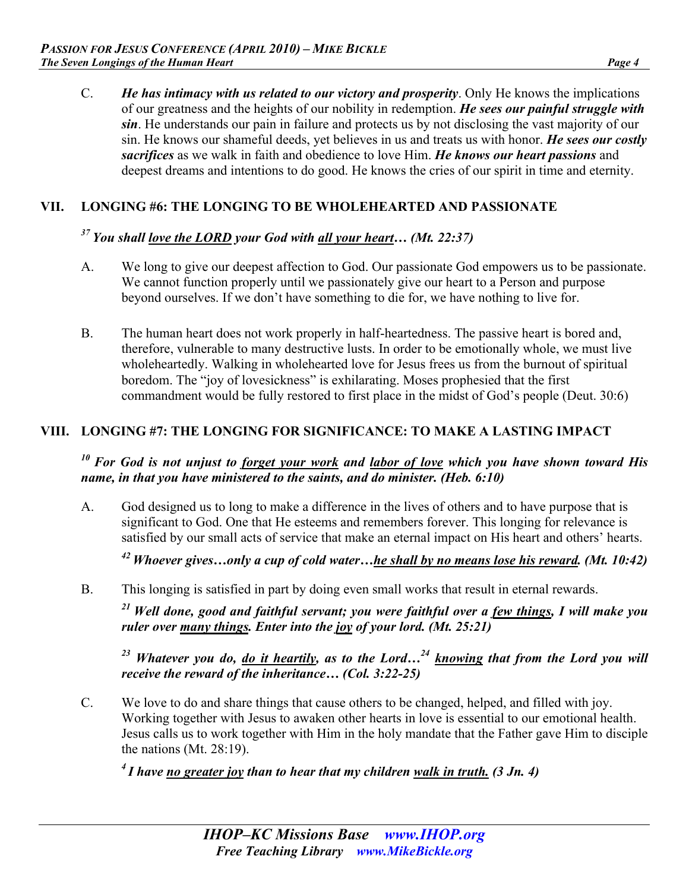C. ***He has intimacy with us related to our victory and prosperity***. Only He knows the implications of our greatness and the heights of our nobility in redemption. ***He sees our painful struggle with sin***. He understands our pain in failure and protects us by not disclosing the vast majority of our sin. He knows our shameful deeds, yet believes in us and treats us with honor. ***He sees our costly sacrifices*** as we walk in faith and obedience to love Him. ***He knows our heart passions*** and deepest dreams and intentions to do good. He knows the cries of our spirit in time and eternity.

## VII. LONGING #6: THE LONGING TO BE WHOLEHEARTED AND PASSIONATE

***[37] You shall <u>love the LORD</u> your God with <u>all your heart</u>… (Mt. 22:37)***

A. We long to give our deepest affection to God. Our passionate God empowers us to be passionate. We cannot function properly until we passionately give our heart to a Person and purpose beyond ourselves. If we don't have something to die for, we have nothing to live for.

B. The human heart does not work properly in half-heartedness. The passive heart is bored and, therefore, vulnerable to many destructive lusts. In order to be emotionally whole, we must live wholeheartedly. Walking in wholehearted love for Jesus frees us from the burnout of spiritual boredom. The "joy of lovesickness" is exhilarating. Moses prophesied that the first commandment would be fully restored to first place in the midst of God's people (Deut. 30:6)

## VIII. LONGING #7: THE LONGING FOR SIGNIFICANCE: TO MAKE A LASTING IMPACT

***[10] For God is not unjust to <u>forget your work</u> and <u>labor of love</u> which you have shown toward His name, in that you have ministered to the saints, and do minister. (Heb. 6:10)***

A. God designed us to long to make a difference in the lives of others and to have purpose that is significant to God. One that He esteems and remembers forever. This longing for relevance is satisfied by our small acts of service that make an eternal impact on His heart and others' hearts.

***[42] Whoever gives…only a cup of cold water…<u>he shall by no means lose his reward</u>. (Mt. 10:42)***

B. This longing is satisfied in part by doing even small works that result in eternal rewards.

***[21] Well done, good and faithful servant; you were faithful over a <u>few things</u>, I will make you ruler over <u>many things</u>. Enter into the <u>joy</u> of your lord. (Mt. 25:21)***

***[23] Whatever you do, <u>do it heartily</u>, as to the Lord…[24] <u>knowing</u> that from the Lord you will receive the reward of the inheritance… (Col. 3:22-25)***

C. We love to do and share things that cause others to be changed, helped, and filled with joy. Working together with Jesus to awaken other hearts in love is essential to our emotional health. Jesus calls us to work together with Him in the holy mandate that the Father gave Him to disciple the nations (Mt. 28:19).

***[4] I have <u>no greater joy</u> than to hear that my children <u>walk in truth.</u> (3 Jn. 4)***